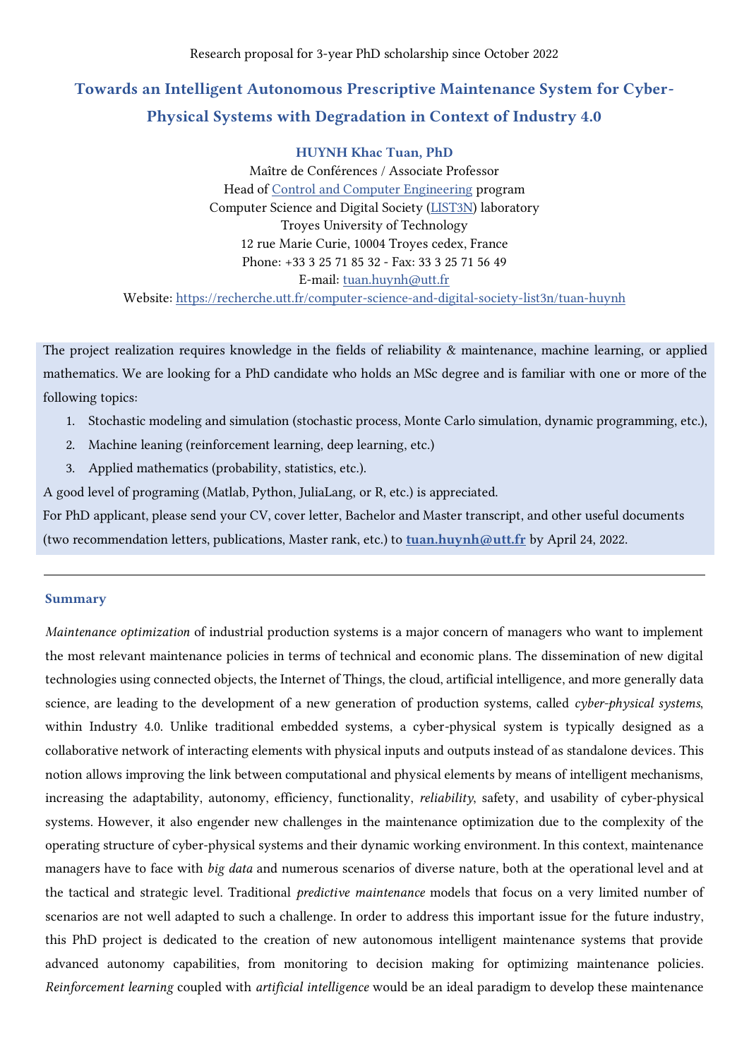Research proposal for 3-year PhD scholarship since October 2022

# Towards an Intelligent Autonomous Prescriptive Maintenance System for Cyber-Physical Systems with Degradation in Context of Industry 4.0

**HUYNH Khac Tuan, PhD**
Maître de Conférences / Associate Professor
Head of Control and Computer Engineering program
Computer Science and Digital Society (LIST3N) laboratory
Troyes University of Technology
12 rue Marie Curie, 10004 Troyes cedex, France
Phone: +33 3 25 71 85 32 - Fax: 33 3 25 71 56 49
E-mail: tuan.huynh@utt.fr
Website: https://recherche.utt.fr/computer-science-and-digital-society-list3n/tuan-huynh

The project realization requires knowledge in the fields of reliability & maintenance, machine learning, or applied mathematics. We are looking for a PhD candidate who holds an MSc degree and is familiar with one or more of the following topics:

1. Stochastic modeling and simulation (stochastic process, Monte Carlo simulation, dynamic programming, etc.),
2. Machine leaning (reinforcement learning, deep learning, etc.)
3. Applied mathematics (probability, statistics, etc.).

A good level of programing (Matlab, Python, JuliaLang, or R, etc.) is appreciated.

For PhD applicant, please send your CV, cover letter, Bachelor and Master transcript, and other useful documents (two recommendation letters, publications, Master rank, etc.) to **tuan.huynh@utt.fr** by April 24, 2022.

---

## Summary

*Maintenance optimization* of industrial production systems is a major concern of managers who want to implement the most relevant maintenance policies in terms of technical and economic plans. The dissemination of new digital technologies using connected objects, the Internet of Things, the cloud, artificial intelligence, and more generally data science, are leading to the development of a new generation of production systems, called *cyber-physical systems*, within Industry 4.0. Unlike traditional embedded systems, a cyber-physical system is typically designed as a collaborative network of interacting elements with physical inputs and outputs instead of as standalone devices. This notion allows improving the link between computational and physical elements by means of intelligent mechanisms, increasing the adaptability, autonomy, efficiency, functionality, *reliability*, safety, and usability of cyber-physical systems. However, it also engender new challenges in the maintenance optimization due to the complexity of the operating structure of cyber-physical systems and their dynamic working environment. In this context, maintenance managers have to face with *big data* and numerous scenarios of diverse nature, both at the operational level and at the tactical and strategic level. Traditional *predictive maintenance* models that focus on a very limited number of scenarios are not well adapted to such a challenge. In order to address this important issue for the future industry, this PhD project is dedicated to the creation of new autonomous intelligent maintenance systems that provide advanced autonomy capabilities, from monitoring to decision making for optimizing maintenance policies. *Reinforcement learning* coupled with *artificial intelligence* would be an ideal paradigm to develop these maintenance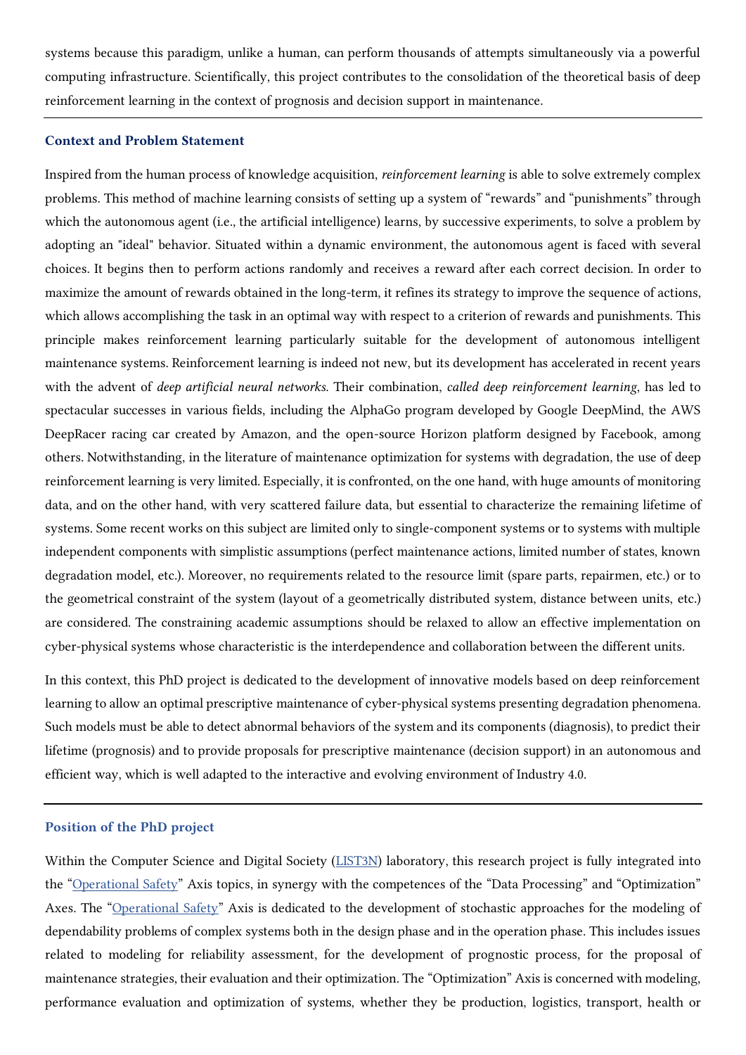systems because this paradigm, unlike a human, can perform thousands of attempts simultaneously via a powerful computing infrastructure. Scientifically, this project contributes to the consolidation of the theoretical basis of deep reinforcement learning in the context of prognosis and decision support in maintenance.

---

### Context and Problem Statement

Inspired from the human process of knowledge acquisition, *reinforcement learning* is able to solve extremely complex problems. This method of machine learning consists of setting up a system of "rewards" and "punishments" through which the autonomous agent (i.e., the artificial intelligence) learns, by successive experiments, to solve a problem by adopting an "ideal" behavior. Situated within a dynamic environment, the autonomous agent is faced with several choices. It begins then to perform actions randomly and receives a reward after each correct decision. In order to maximize the amount of rewards obtained in the long-term, it refines its strategy to improve the sequence of actions, which allows accomplishing the task in an optimal way with respect to a criterion of rewards and punishments. This principle makes reinforcement learning particularly suitable for the development of autonomous intelligent maintenance systems. Reinforcement learning is indeed not new, but its development has accelerated in recent years with the advent of *deep artificial neural networks*. Their combination, *called deep reinforcement learning*, has led to spectacular successes in various fields, including the AlphaGo program developed by Google DeepMind, the AWS DeepRacer racing car created by Amazon, and the open-source Horizon platform designed by Facebook, among others. Notwithstanding, in the literature of maintenance optimization for systems with degradation, the use of deep reinforcement learning is very limited. Especially, it is confronted, on the one hand, with huge amounts of monitoring data, and on the other hand, with very scattered failure data, but essential to characterize the remaining lifetime of systems. Some recent works on this subject are limited only to single-component systems or to systems with multiple independent components with simplistic assumptions (perfect maintenance actions, limited number of states, known degradation model, etc.). Moreover, no requirements related to the resource limit (spare parts, repairmen, etc.) or to the geometrical constraint of the system (layout of a geometrically distributed system, distance between units, etc.) are considered. The constraining academic assumptions should be relaxed to allow an effective implementation on cyber-physical systems whose characteristic is the interdependence and collaboration between the different units.

In this context, this PhD project is dedicated to the development of innovative models based on deep reinforcement learning to allow an optimal prescriptive maintenance of cyber-physical systems presenting degradation phenomena. Such models must be able to detect abnormal behaviors of the system and its components (diagnosis), to predict their lifetime (prognosis) and to provide proposals for prescriptive maintenance (decision support) in an autonomous and efficient way, which is well adapted to the interactive and evolving environment of Industry 4.0.

---

### Position of the PhD project

Within the Computer Science and Digital Society (LIST3N) laboratory, this research project is fully integrated into the "Operational Safety" Axis topics, in synergy with the competences of the "Data Processing" and "Optimization" Axes. The "Operational Safety" Axis is dedicated to the development of stochastic approaches for the modeling of dependability problems of complex systems both in the design phase and in the operation phase. This includes issues related to modeling for reliability assessment, for the development of prognostic process, for the proposal of maintenance strategies, their evaluation and their optimization. The "Optimization" Axis is concerned with modeling, performance evaluation and optimization of systems, whether they be production, logistics, transport, health or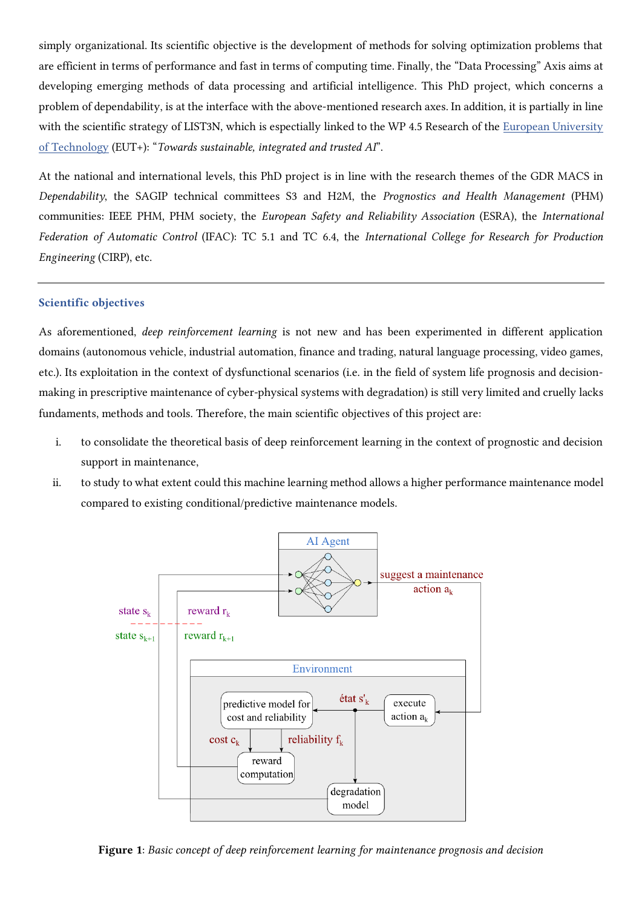simply organizational. Its scientific objective is the development of methods for solving optimization problems that are efficient in terms of performance and fast in terms of computing time. Finally, the "Data Processing" Axis aims at developing emerging methods of data processing and artificial intelligence. This PhD project, which concerns a problem of dependability, is at the interface with the above-mentioned research axes. In addition, it is partially in line with the scientific strategy of LIST3N, which is espectially linked to the WP 4.5 Research of the European University of Technology (EUT+): "*Towards sustainable, integrated and trusted AI*".

At the national and international levels, this PhD project is in line with the research themes of the GDR MACS in *Dependability*, the SAGIP technical committees S3 and H2M, the *Prognostics and Health Management* (PHM) communities: IEEE PHM, PHM society, the *European Safety and Reliability Association* (ESRA), the *International Federation of Automatic Control* (IFAC): TC 5.1 and TC 6.4, the *International College for Research for Production Engineering* (CIRP), etc.

---

### Scientific objectives

As aforementioned, *deep reinforcement learning* is not new and has been experimented in different application domains (autonomous vehicle, industrial automation, finance and trading, natural language processing, video games, etc.). Its exploitation in the context of dysfunctional scenarios (i.e. in the field of system life prognosis and decision-making in prescriptive maintenance of cyber-physical systems with degradation) is still very limited and cruelly lacks fundaments, methods and tools. Therefore, the main scientific objectives of this project are:

i. to consolidate the theoretical basis of deep reinforcement learning in the context of prognostic and decision support in maintenance,
ii. to study to what extent could this machine learning method allows a higher performance maintenance model compared to existing conditional/predictive maintenance models.

**Figure 1**: *Basic concept of deep reinforcement learning for maintenance prognosis and decision*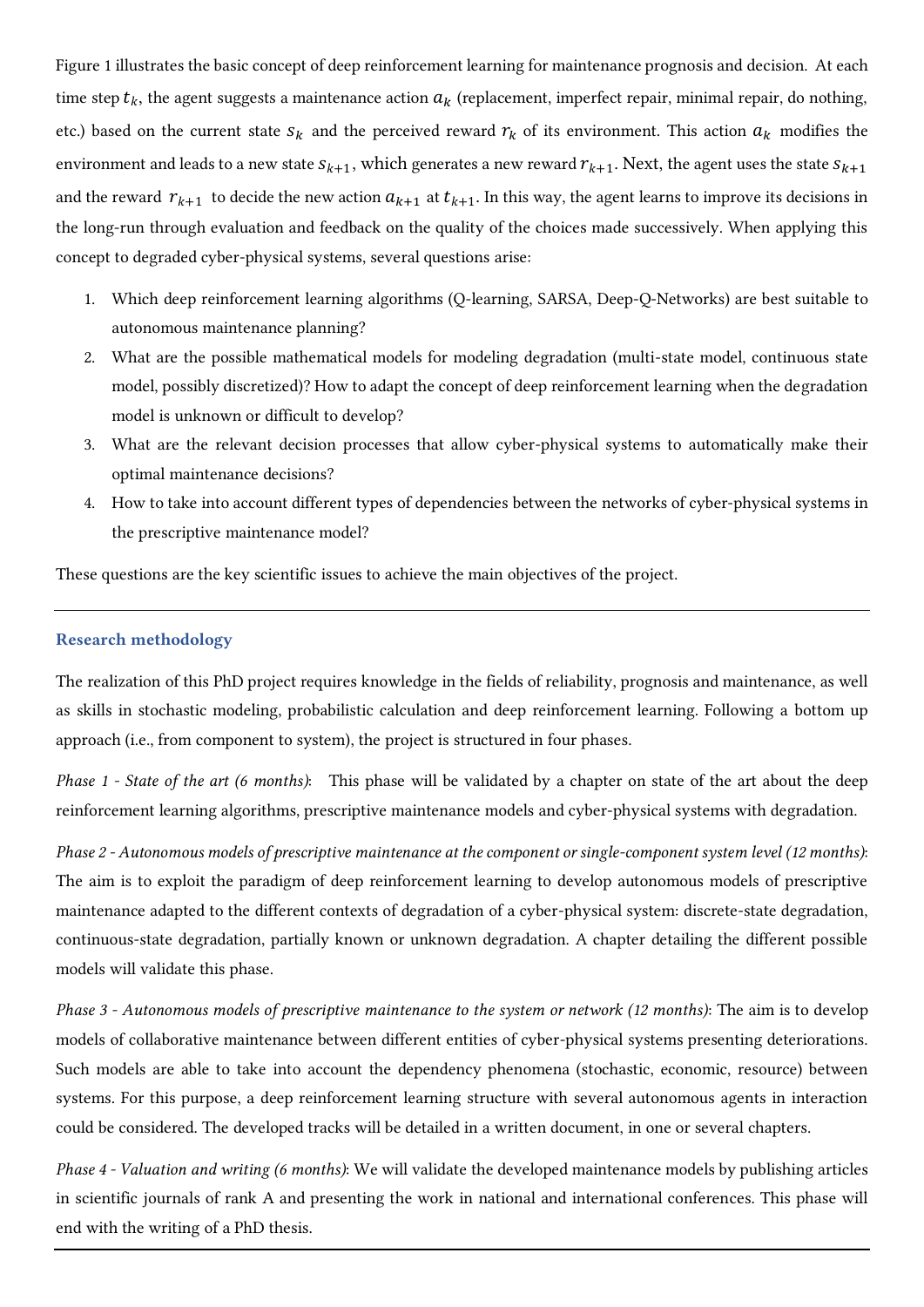Figure 1 illustrates the basic concept of deep reinforcement learning for maintenance prognosis and decision. At each time step $t_k$, the agent suggests a maintenance action $a_k$ (replacement, imperfect repair, minimal repair, do nothing, etc.) based on the current state $s_k$ and the perceived reward $r_k$ of its environment. This action $a_k$ modifies the environment and leads to a new state $s_{k+1}$, which generates a new reward $r_{k+1}$. Next, the agent uses the state $s_{k+1}$ and the reward $r_{k+1}$ to decide the new action $a_{k+1}$ at $t_{k+1}$. In this way, the agent learns to improve its decisions in the long-run through evaluation and feedback on the quality of the choices made successively. When applying this concept to degraded cyber-physical systems, several questions arise:

1. Which deep reinforcement learning algorithms (Q-learning, SARSA, Deep-Q-Networks) are best suitable to autonomous maintenance planning?
2. What are the possible mathematical models for modeling degradation (multi-state model, continuous state model, possibly discretized)? How to adapt the concept of deep reinforcement learning when the degradation model is unknown or difficult to develop?
3. What are the relevant decision processes that allow cyber-physical systems to automatically make their optimal maintenance decisions?
4. How to take into account different types of dependencies between the networks of cyber-physical systems in the prescriptive maintenance model?

These questions are the key scientific issues to achieve the main objectives of the project.

---

### Research methodology

The realization of this PhD project requires knowledge in the fields of reliability, prognosis and maintenance, as well as skills in stochastic modeling, probabilistic calculation and deep reinforcement learning. Following a bottom up approach (i.e., from component to system), the project is structured in four phases.

*Phase 1 - State of the art (6 months)*: This phase will be validated by a chapter on state of the art about the deep reinforcement learning algorithms, prescriptive maintenance models and cyber-physical systems with degradation.

*Phase 2 - Autonomous models of prescriptive maintenance at the component or single-component system level (12 months)*: The aim is to exploit the paradigm of deep reinforcement learning to develop autonomous models of prescriptive maintenance adapted to the different contexts of degradation of a cyber-physical system: discrete-state degradation, continuous-state degradation, partially known or unknown degradation. A chapter detailing the different possible models will validate this phase.

*Phase 3 - Autonomous models of prescriptive maintenance to the system or network (12 months)*: The aim is to develop models of collaborative maintenance between different entities of cyber-physical systems presenting deteriorations. Such models are able to take into account the dependency phenomena (stochastic, economic, resource) between systems. For this purpose, a deep reinforcement learning structure with several autonomous agents in interaction could be considered. The developed tracks will be detailed in a written document, in one or several chapters.

*Phase 4 - Valuation and writing (6 months)*: We will validate the developed maintenance models by publishing articles in scientific journals of rank A and presenting the work in national and international conferences. This phase will end with the writing of a PhD thesis.

---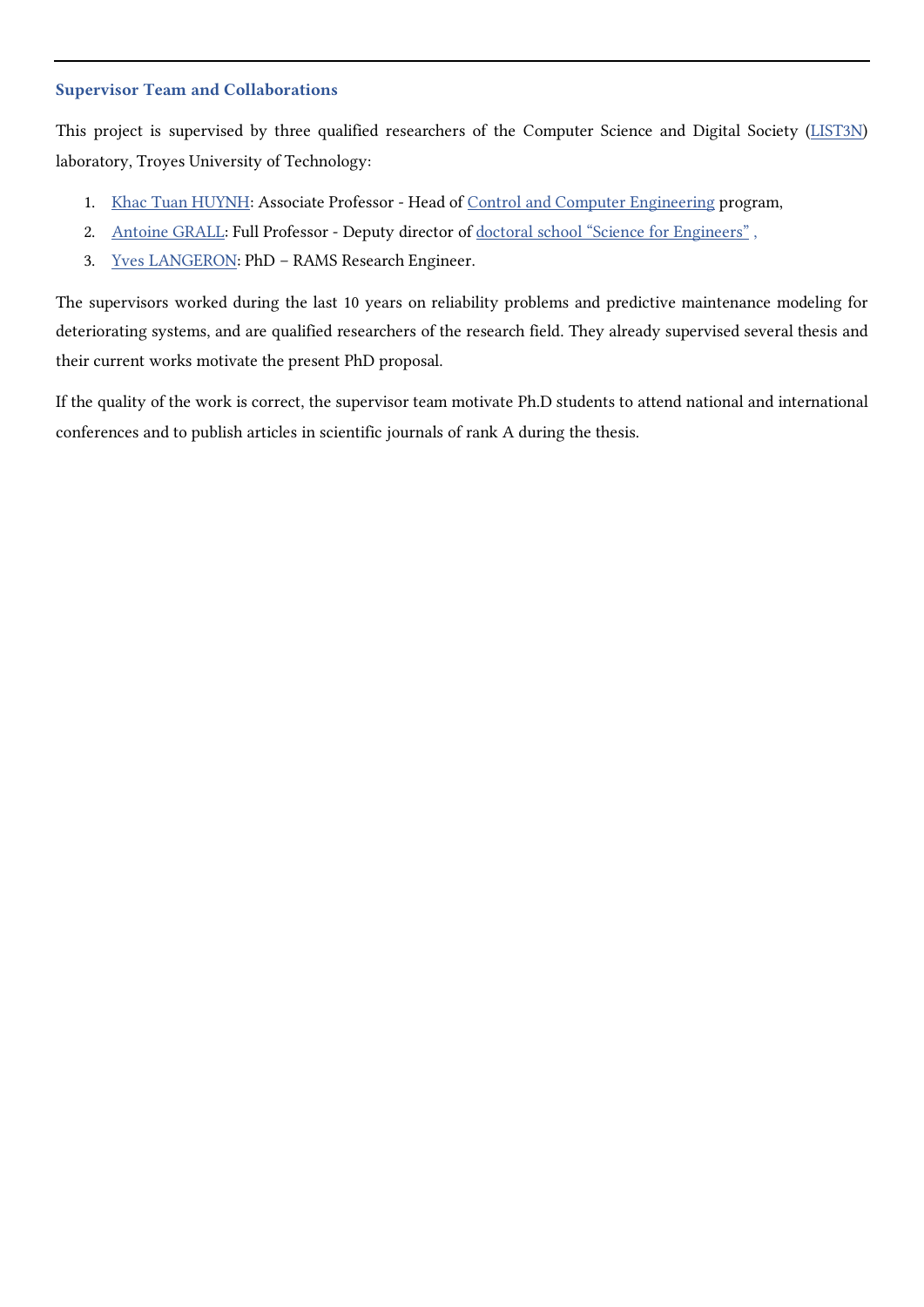### Supervisor Team and Collaborations

This project is supervised by three qualified researchers of the Computer Science and Digital Society (LIST3N) laboratory, Troyes University of Technology:

1. Khac Tuan HUYNH: Associate Professor - Head of Control and Computer Engineering program,
2. Antoine GRALL: Full Professor - Deputy director of doctoral school "Science for Engineers" ,
3. Yves LANGERON: PhD – RAMS Research Engineer.

The supervisors worked during the last 10 years on reliability problems and predictive maintenance modeling for deteriorating systems, and are qualified researchers of the research field. They already supervised several thesis and their current works motivate the present PhD proposal.

If the quality of the work is correct, the supervisor team motivate Ph.D students to attend national and international conferences and to publish articles in scientific journals of rank A during the thesis.